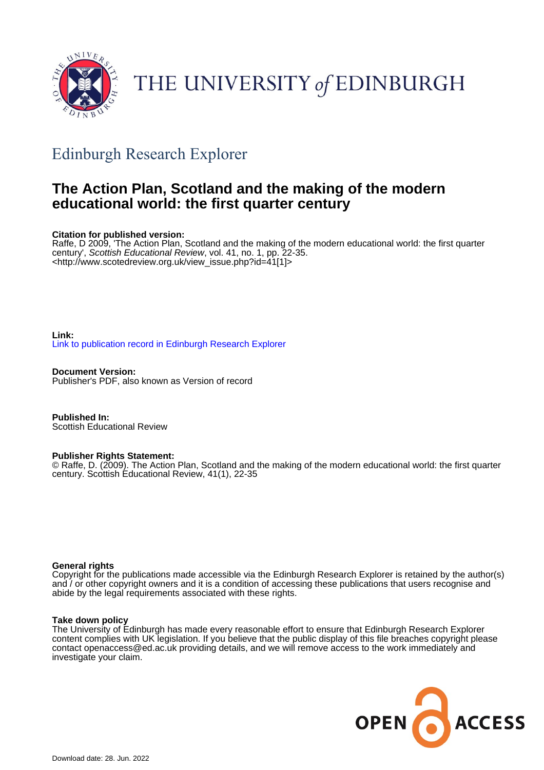THE UNIVERSITY *of* EDINBURGH

## Edinburgh Research Explorer

# The Action Plan, Scotland and the making of the modern educational world: the first quarter century

**Citation for published version:**
Raffe, D 2009, 'The Action Plan, Scotland and the making of the modern educational world: the first quarter century', *Scottish Educational Review*, vol. 41, no. 1, pp. 22-35. <http://www.scotedreview.org.uk/view_issue.php?id=41[1]>

**Link:**
Link to publication record in Edinburgh Research Explorer

**Document Version:**
Publisher's PDF, also known as Version of record

**Published In:**
Scottish Educational Review

**Publisher Rights Statement:**
© Raffe, D. (2009). The Action Plan, Scotland and the making of the modern educational world: the first quarter century. Scottish Educational Review, 41(1), 22-35

**General rights**
Copyright for the publications made accessible via the Edinburgh Research Explorer is retained by the author(s) and / or other copyright owners and it is a condition of accessing these publications that users recognise and abide by the legal requirements associated with these rights.

**Take down policy**
The University of Edinburgh has made every reasonable effort to ensure that Edinburgh Research Explorer content complies with UK legislation. If you believe that the public display of this file breaches copyright please contact openaccess@ed.ac.uk providing details, and we will remove access to the work immediately and investigate your claim.

Download date: 28. Jun. 2022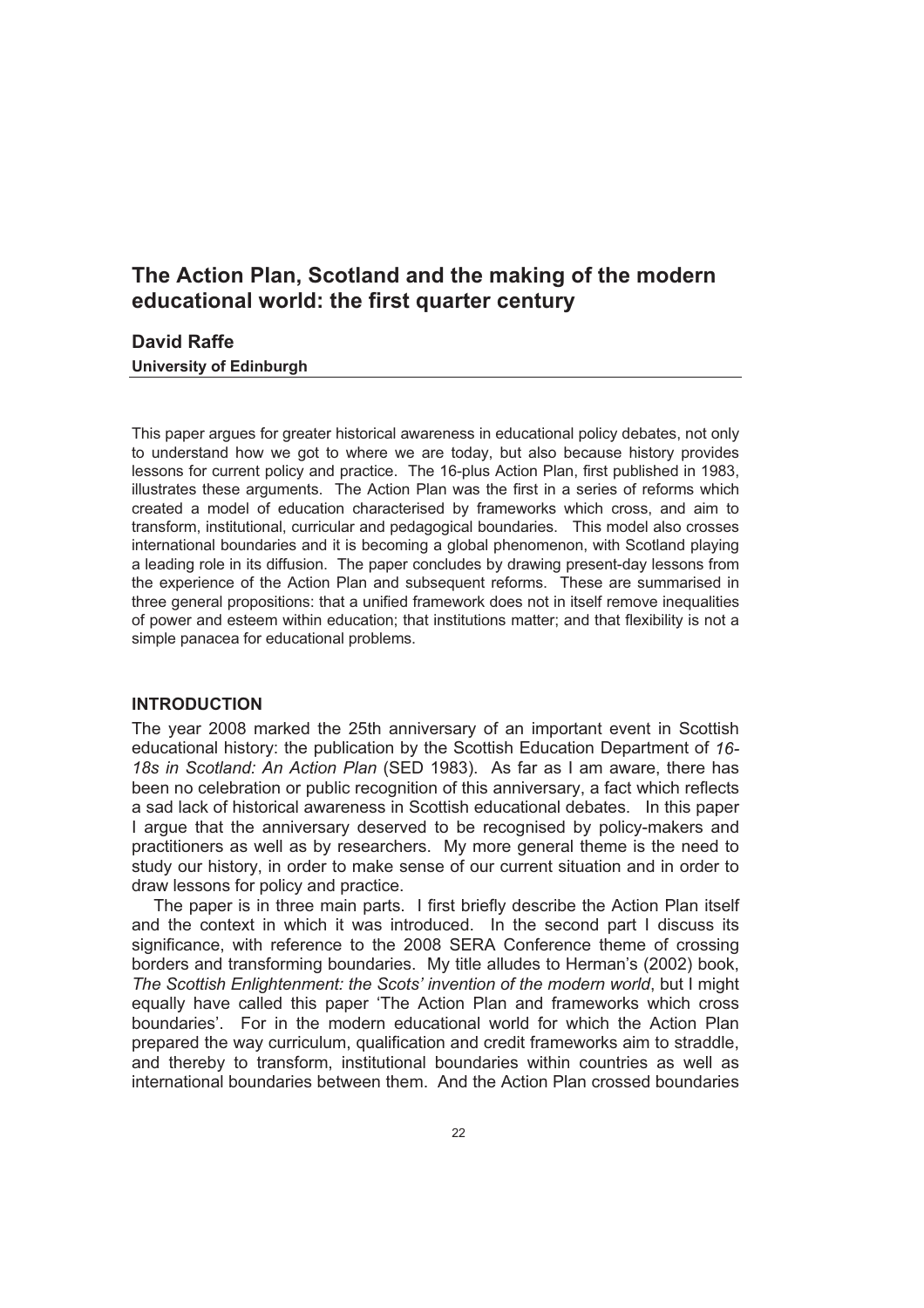# The Action Plan, Scotland and the making of the modern educational world: the first quarter century

**David Raffe**

**University of Edinburgh**

This paper argues for greater historical awareness in educational policy debates, not only to understand how we got to where we are today, but also because history provides lessons for current policy and practice. The 16-plus Action Plan, first published in 1983, illustrates these arguments. The Action Plan was the first in a series of reforms which created a model of education characterised by frameworks which cross, and aim to transform, institutional, curricular and pedagogical boundaries. This model also crosses international boundaries and it is becoming a global phenomenon, with Scotland playing a leading role in its diffusion. The paper concludes by drawing present-day lessons from the experience of the Action Plan and subsequent reforms. These are summarised in three general propositions: that a unified framework does not in itself remove inequalities of power and esteem within education; that institutions matter; and that flexibility is not a simple panacea for educational problems.

## INTRODUCTION

The year 2008 marked the 25th anniversary of an important event in Scottish educational history: the publication by the Scottish Education Department of *16-18s in Scotland: An Action Plan* (SED 1983). As far as I am aware, there has been no celebration or public recognition of this anniversary, a fact which reflects a sad lack of historical awareness in Scottish educational debates. In this paper I argue that the anniversary deserved to be recognised by policy-makers and practitioners as well as by researchers. My more general theme is the need to study our history, in order to make sense of our current situation and in order to draw lessons for policy and practice.

The paper is in three main parts. I first briefly describe the Action Plan itself and the context in which it was introduced. In the second part I discuss its significance, with reference to the 2008 SERA Conference theme of crossing borders and transforming boundaries. My title alludes to Herman's (2002) book, *The Scottish Enlightenment: the Scots' invention of the modern world*, but I might equally have called this paper 'The Action Plan and frameworks which cross boundaries'. For in the modern educational world for which the Action Plan prepared the way curriculum, qualification and credit frameworks aim to straddle, and thereby to transform, institutional boundaries within countries as well as international boundaries between them. And the Action Plan crossed boundaries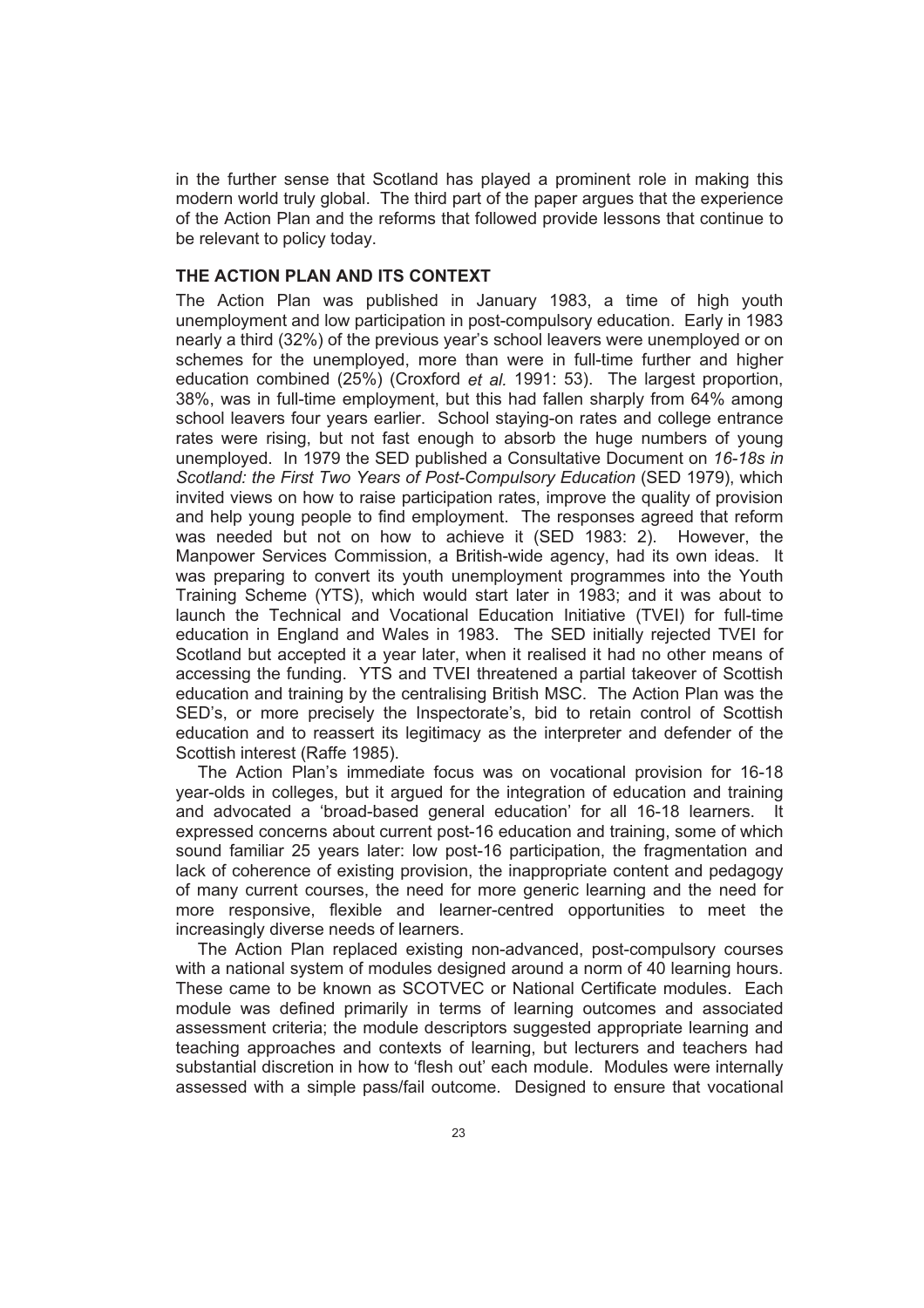in the further sense that Scotland has played a prominent role in making this modern world truly global. The third part of the paper argues that the experience of the Action Plan and the reforms that followed provide lessons that continue to be relevant to policy today.

## THE ACTION PLAN AND ITS CONTEXT

The Action Plan was published in January 1983, a time of high youth unemployment and low participation in post-compulsory education. Early in 1983 nearly a third (32%) of the previous year's school leavers were unemployed or on schemes for the unemployed, more than were in full-time further and higher education combined (25%) (Croxford *et al.* 1991: 53). The largest proportion, 38%, was in full-time employment, but this had fallen sharply from 64% among school leavers four years earlier. School staying-on rates and college entrance rates were rising, but not fast enough to absorb the huge numbers of young unemployed. In 1979 the SED published a Consultative Document on *16-18s in Scotland: the First Two Years of Post-Compulsory Education* (SED 1979), which invited views on how to raise participation rates, improve the quality of provision and help young people to find employment. The responses agreed that reform was needed but not on how to achieve it (SED 1983: 2). However, the Manpower Services Commission, a British-wide agency, had its own ideas. It was preparing to convert its youth unemployment programmes into the Youth Training Scheme (YTS), which would start later in 1983; and it was about to launch the Technical and Vocational Education Initiative (TVEI) for full-time education in England and Wales in 1983. The SED initially rejected TVEI for Scotland but accepted it a year later, when it realised it had no other means of accessing the funding. YTS and TVEI threatened a partial takeover of Scottish education and training by the centralising British MSC. The Action Plan was the SED's, or more precisely the Inspectorate's, bid to retain control of Scottish education and to reassert its legitimacy as the interpreter and defender of the Scottish interest (Raffe 1985).

The Action Plan's immediate focus was on vocational provision for 16-18 year-olds in colleges, but it argued for the integration of education and training and advocated a 'broad-based general education' for all 16-18 learners. It expressed concerns about current post-16 education and training, some of which sound familiar 25 years later: low post-16 participation, the fragmentation and lack of coherence of existing provision, the inappropriate content and pedagogy of many current courses, the need for more generic learning and the need for more responsive, flexible and learner-centred opportunities to meet the increasingly diverse needs of learners.

The Action Plan replaced existing non-advanced, post-compulsory courses with a national system of modules designed around a norm of 40 learning hours. These came to be known as SCOTVEC or National Certificate modules. Each module was defined primarily in terms of learning outcomes and associated assessment criteria; the module descriptors suggested appropriate learning and teaching approaches and contexts of learning, but lecturers and teachers had substantial discretion in how to 'flesh out' each module. Modules were internally assessed with a simple pass/fail outcome. Designed to ensure that vocational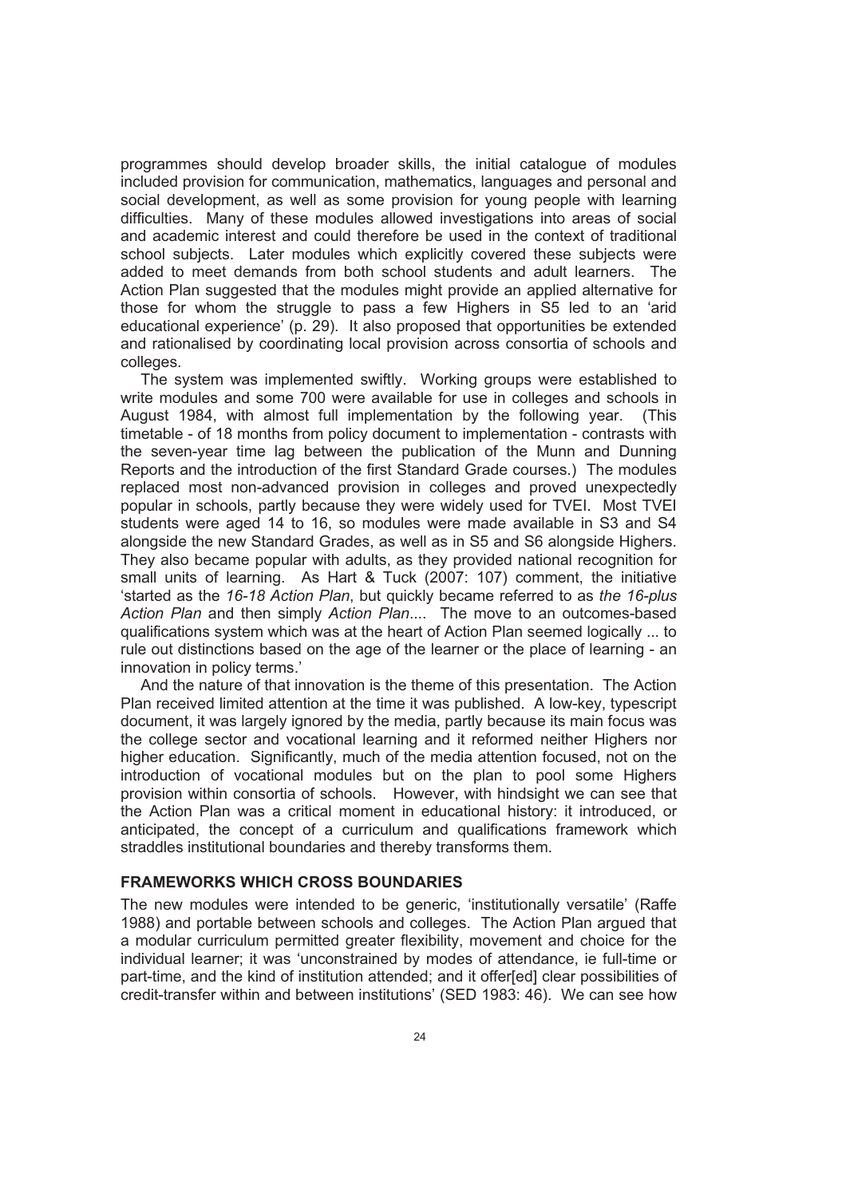programmes should develop broader skills, the initial catalogue of modules included provision for communication, mathematics, languages and personal and social development, as well as some provision for young people with learning difficulties. Many of these modules allowed investigations into areas of social and academic interest and could therefore be used in the context of traditional school subjects. Later modules which explicitly covered these subjects were added to meet demands from both school students and adult learners. The Action Plan suggested that the modules might provide an applied alternative for those for whom the struggle to pass a few Highers in S5 led to an 'arid educational experience' (p. 29). It also proposed that opportunities be extended and rationalised by coordinating local provision across consortia of schools and colleges.

The system was implemented swiftly. Working groups were established to write modules and some 700 were available for use in colleges and schools in August 1984, with almost full implementation by the following year. (This timetable - of 18 months from policy document to implementation - contrasts with the seven-year time lag between the publication of the Munn and Dunning Reports and the introduction of the first Standard Grade courses.) The modules replaced most non-advanced provision in colleges and proved unexpectedly popular in schools, partly because they were widely used for TVEI. Most TVEI students were aged 14 to 16, so modules were made available in S3 and S4 alongside the new Standard Grades, as well as in S5 and S6 alongside Highers. They also became popular with adults, as they provided national recognition for small units of learning. As Hart & Tuck (2007: 107) comment, the initiative 'started as the *16-18 Action Plan*, but quickly became referred to as *the 16-plus Action Plan* and then simply *Action Plan*.... The move to an outcomes-based qualifications system which was at the heart of Action Plan seemed logically ... to rule out distinctions based on the age of the learner or the place of learning - an innovation in policy terms.'

And the nature of that innovation is the theme of this presentation. The Action Plan received limited attention at the time it was published. A low-key, typescript document, it was largely ignored by the media, partly because its main focus was the college sector and vocational learning and it reformed neither Highers nor higher education. Significantly, much of the media attention focused, not on the introduction of vocational modules but on the plan to pool some Highers provision within consortia of schools. However, with hindsight we can see that the Action Plan was a critical moment in educational history: it introduced, or anticipated, the concept of a curriculum and qualifications framework which straddles institutional boundaries and thereby transforms them.

## FRAMEWORKS WHICH CROSS BOUNDARIES

The new modules were intended to be generic, 'institutionally versatile' (Raffe 1988) and portable between schools and colleges. The Action Plan argued that a modular curriculum permitted greater flexibility, movement and choice for the individual learner; it was 'unconstrained by modes of attendance, ie full-time or part-time, and the kind of institution attended; and it offer[ed] clear possibilities of credit-transfer within and between institutions' (SED 1983: 46). We can see how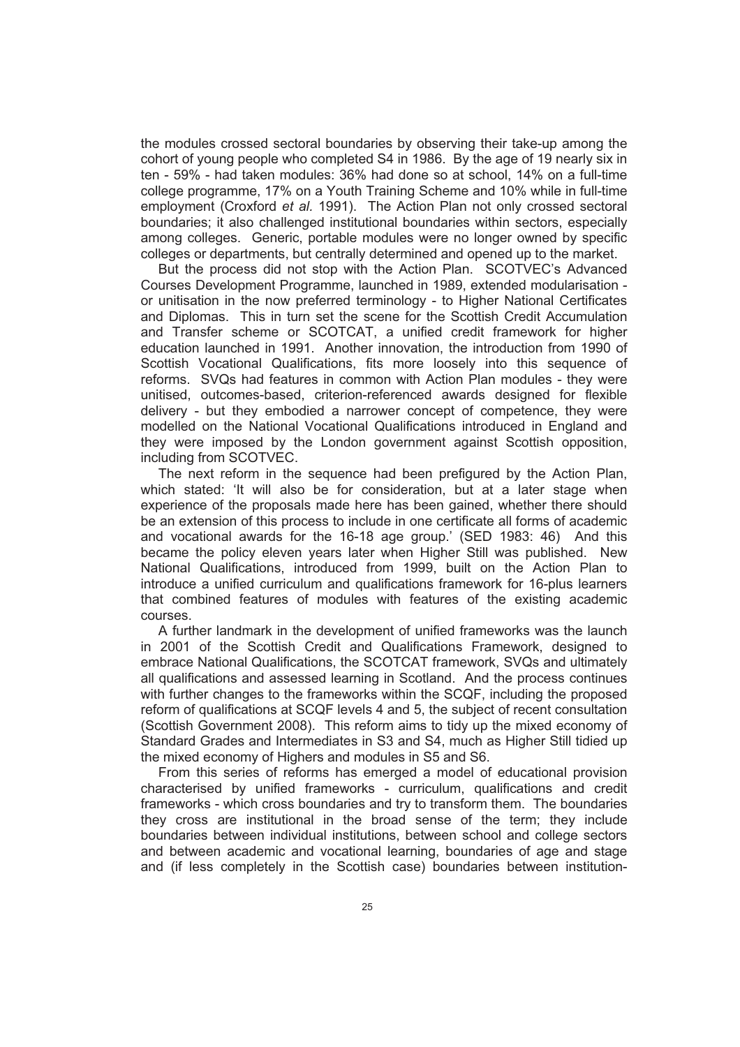the modules crossed sectoral boundaries by observing their take-up among the cohort of young people who completed S4 in 1986. By the age of 19 nearly six in ten - 59% - had taken modules: 36% had done so at school, 14% on a full-time college programme, 17% on a Youth Training Scheme and 10% while in full-time employment (Croxford *et al.* 1991). The Action Plan not only crossed sectoral boundaries; it also challenged institutional boundaries within sectors, especially among colleges. Generic, portable modules were no longer owned by specific colleges or departments, but centrally determined and opened up to the market.

But the process did not stop with the Action Plan. SCOTVEC's Advanced Courses Development Programme, launched in 1989, extended modularisation - or unitisation in the now preferred terminology - to Higher National Certificates and Diplomas. This in turn set the scene for the Scottish Credit Accumulation and Transfer scheme or SCOTCAT, a unified credit framework for higher education launched in 1991. Another innovation, the introduction from 1990 of Scottish Vocational Qualifications, fits more loosely into this sequence of reforms. SVQs had features in common with Action Plan modules - they were unitised, outcomes-based, criterion-referenced awards designed for flexible delivery - but they embodied a narrower concept of competence, they were modelled on the National Vocational Qualifications introduced in England and they were imposed by the London government against Scottish opposition, including from SCOTVEC.

The next reform in the sequence had been prefigured by the Action Plan, which stated: 'It will also be for consideration, but at a later stage when experience of the proposals made here has been gained, whether there should be an extension of this process to include in one certificate all forms of academic and vocational awards for the 16-18 age group.' (SED 1983: 46) And this became the policy eleven years later when Higher Still was published. New National Qualifications, introduced from 1999, built on the Action Plan to introduce a unified curriculum and qualifications framework for 16-plus learners that combined features of modules with features of the existing academic courses.

A further landmark in the development of unified frameworks was the launch in 2001 of the Scottish Credit and Qualifications Framework, designed to embrace National Qualifications, the SCOTCAT framework, SVQs and ultimately all qualifications and assessed learning in Scotland. And the process continues with further changes to the frameworks within the SCQF, including the proposed reform of qualifications at SCQF levels 4 and 5, the subject of recent consultation (Scottish Government 2008). This reform aims to tidy up the mixed economy of Standard Grades and Intermediates in S3 and S4, much as Higher Still tidied up the mixed economy of Highers and modules in S5 and S6.

From this series of reforms has emerged a model of educational provision characterised by unified frameworks - curriculum, qualifications and credit frameworks - which cross boundaries and try to transform them. The boundaries they cross are institutional in the broad sense of the term; they include boundaries between individual institutions, between school and college sectors and between academic and vocational learning, boundaries of age and stage and (if less completely in the Scottish case) boundaries between institution-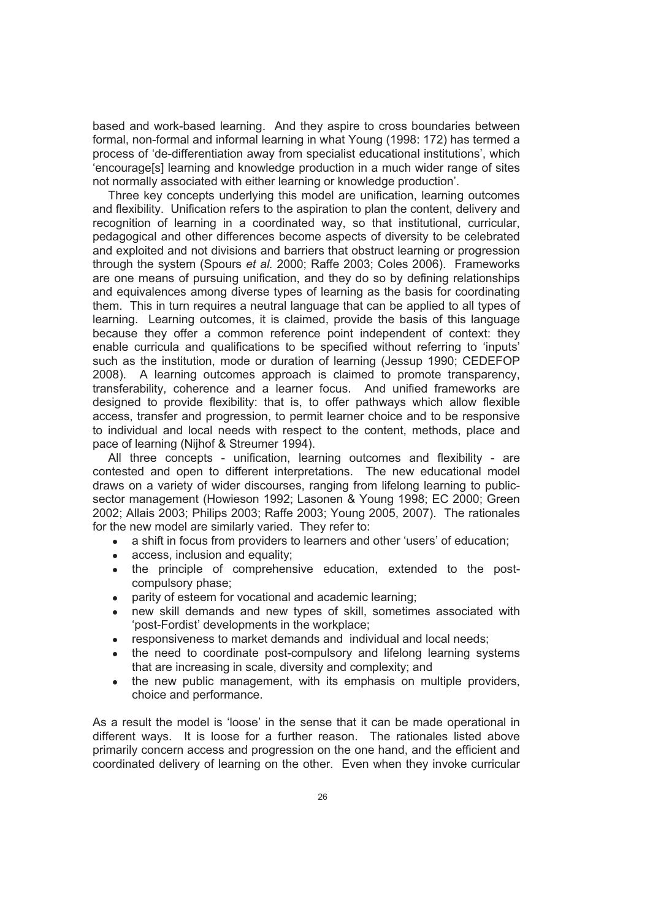based and work-based learning. And they aspire to cross boundaries between formal, non-formal and informal learning in what Young (1998: 172) has termed a process of 'de-differentiation away from specialist educational institutions', which 'encourage[s] learning and knowledge production in a much wider range of sites not normally associated with either learning or knowledge production'.

Three key concepts underlying this model are unification, learning outcomes and flexibility. Unification refers to the aspiration to plan the content, delivery and recognition of learning in a coordinated way, so that institutional, curricular, pedagogical and other differences become aspects of diversity to be celebrated and exploited and not divisions and barriers that obstruct learning or progression through the system (Spours *et al.* 2000; Raffe 2003; Coles 2006). Frameworks are one means of pursuing unification, and they do so by defining relationships and equivalences among diverse types of learning as the basis for coordinating them. This in turn requires a neutral language that can be applied to all types of learning. Learning outcomes, it is claimed, provide the basis of this language because they offer a common reference point independent of context: they enable curricula and qualifications to be specified without referring to 'inputs' such as the institution, mode or duration of learning (Jessup 1990; CEDEFOP 2008). A learning outcomes approach is claimed to promote transparency, transferability, coherence and a learner focus. And unified frameworks are designed to provide flexibility: that is, to offer pathways which allow flexible access, transfer and progression, to permit learner choice and to be responsive to individual and local needs with respect to the content, methods, place and pace of learning (Nijhof & Streumer 1994).

All three concepts - unification, learning outcomes and flexibility - are contested and open to different interpretations. The new educational model draws on a variety of wider discourses, ranging from lifelong learning to public-sector management (Howieson 1992; Lasonen & Young 1998; EC 2000; Green 2002; Allais 2003; Philips 2003; Raffe 2003; Young 2005, 2007). The rationales for the new model are similarly varied. They refer to:

- a shift in focus from providers to learners and other 'users' of education;
- access, inclusion and equality;
- the principle of comprehensive education, extended to the post-compulsory phase;
- parity of esteem for vocational and academic learning;
- new skill demands and new types of skill, sometimes associated with 'post-Fordist' developments in the workplace;
- responsiveness to market demands and individual and local needs;
- the need to coordinate post-compulsory and lifelong learning systems that are increasing in scale, diversity and complexity; and
- the new public management, with its emphasis on multiple providers, choice and performance.

As a result the model is 'loose' in the sense that it can be made operational in different ways. It is loose for a further reason. The rationales listed above primarily concern access and progression on the one hand, and the efficient and coordinated delivery of learning on the other. Even when they invoke curricular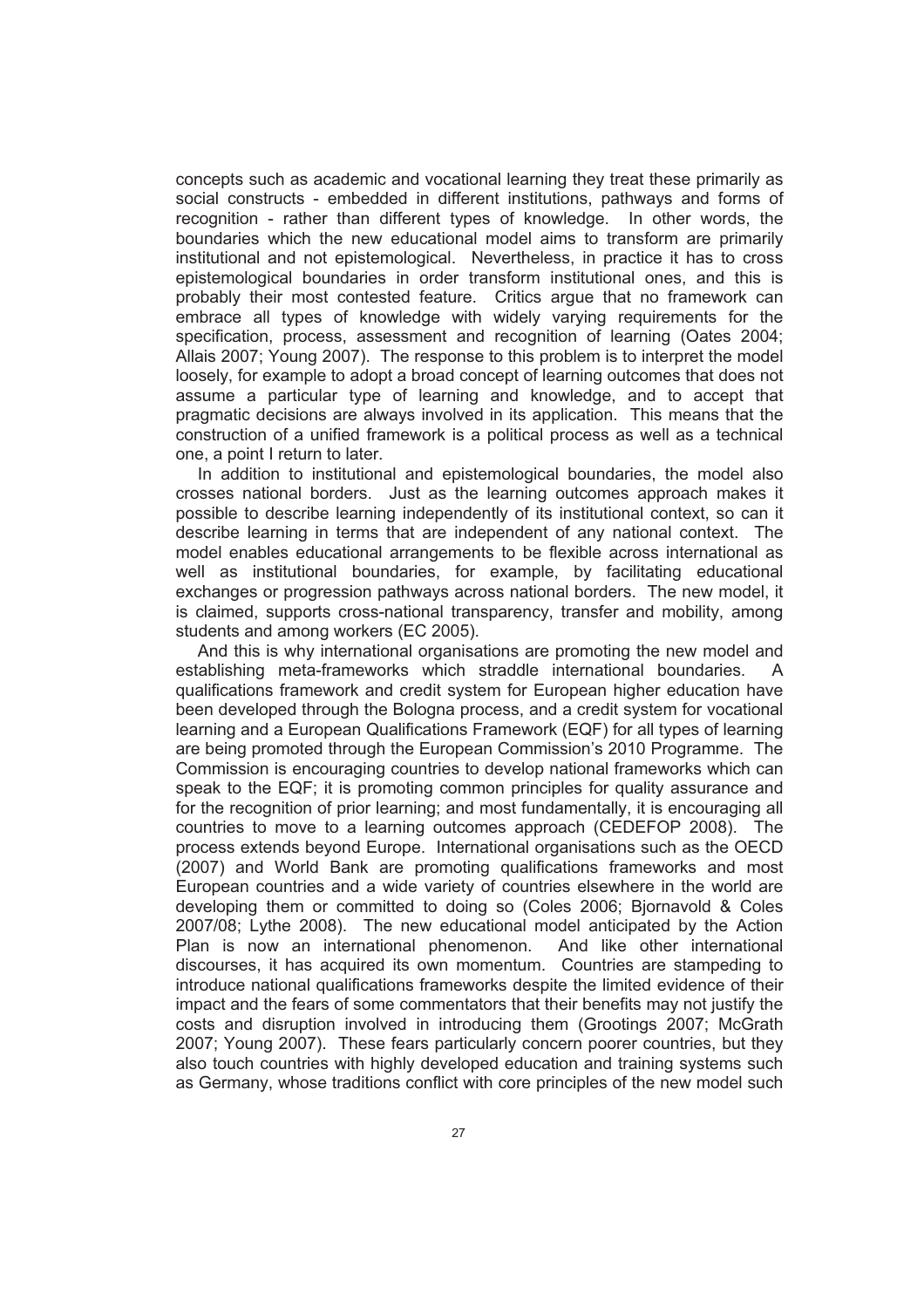concepts such as academic and vocational learning they treat these primarily as social constructs - embedded in different institutions, pathways and forms of recognition - rather than different types of knowledge. In other words, the boundaries which the new educational model aims to transform are primarily institutional and not epistemological. Nevertheless, in practice it has to cross epistemological boundaries in order transform institutional ones, and this is probably their most contested feature. Critics argue that no framework can embrace all types of knowledge with widely varying requirements for the specification, process, assessment and recognition of learning (Oates 2004; Allais 2007; Young 2007). The response to this problem is to interpret the model loosely, for example to adopt a broad concept of learning outcomes that does not assume a particular type of learning and knowledge, and to accept that pragmatic decisions are always involved in its application. This means that the construction of a unified framework is a political process as well as a technical one, a point I return to later.

In addition to institutional and epistemological boundaries, the model also crosses national borders. Just as the learning outcomes approach makes it possible to describe learning independently of its institutional context, so can it describe learning in terms that are independent of any national context. The model enables educational arrangements to be flexible across international as well as institutional boundaries, for example, by facilitating educational exchanges or progression pathways across national borders. The new model, it is claimed, supports cross-national transparency, transfer and mobility, among students and among workers (EC 2005).

And this is why international organisations are promoting the new model and establishing meta-frameworks which straddle international boundaries. A qualifications framework and credit system for European higher education have been developed through the Bologna process, and a credit system for vocational learning and a European Qualifications Framework (EQF) for all types of learning are being promoted through the European Commission's 2010 Programme. The Commission is encouraging countries to develop national frameworks which can speak to the EQF; it is promoting common principles for quality assurance and for the recognition of prior learning; and most fundamentally, it is encouraging all countries to move to a learning outcomes approach (CEDEFOP 2008). The process extends beyond Europe. International organisations such as the OECD (2007) and World Bank are promoting qualifications frameworks and most European countries and a wide variety of countries elsewhere in the world are developing them or committed to doing so (Coles 2006; Bjornavold & Coles 2007/08; Lythe 2008). The new educational model anticipated by the Action Plan is now an international phenomenon. And like other international discourses, it has acquired its own momentum. Countries are stampeding to introduce national qualifications frameworks despite the limited evidence of their impact and the fears of some commentators that their benefits may not justify the costs and disruption involved in introducing them (Grootings 2007; McGrath 2007; Young 2007). These fears particularly concern poorer countries, but they also touch countries with highly developed education and training systems such as Germany, whose traditions conflict with core principles of the new model such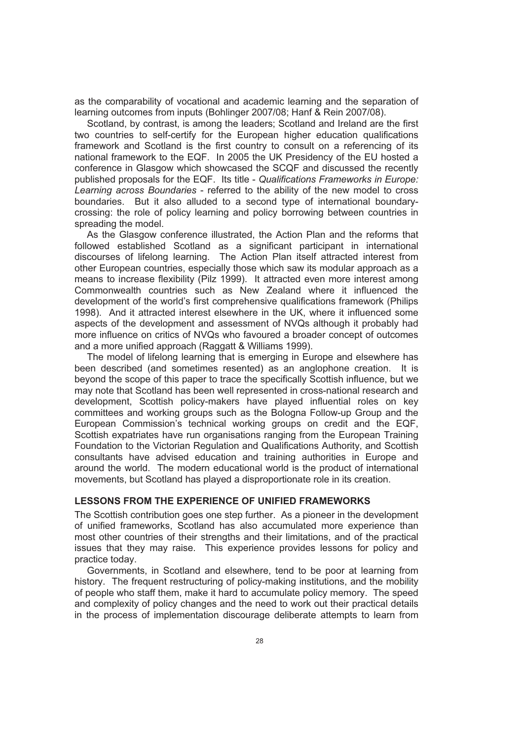as the comparability of vocational and academic learning and the separation of learning outcomes from inputs (Bohlinger 2007/08; Hanf & Rein 2007/08).

Scotland, by contrast, is among the leaders; Scotland and Ireland are the first two countries to self-certify for the European higher education qualifications framework and Scotland is the first country to consult on a referencing of its national framework to the EQF. In 2005 the UK Presidency of the EU hosted a conference in Glasgow which showcased the SCQF and discussed the recently published proposals for the EQF. Its title - *Qualifications Frameworks in Europe: Learning across Boundaries* - referred to the ability of the new model to cross boundaries. But it also alluded to a second type of international boundary-crossing: the role of policy learning and policy borrowing between countries in spreading the model.

As the Glasgow conference illustrated, the Action Plan and the reforms that followed established Scotland as a significant participant in international discourses of lifelong learning. The Action Plan itself attracted interest from other European countries, especially those which saw its modular approach as a means to increase flexibility (Pilz 1999). It attracted even more interest among Commonwealth countries such as New Zealand where it influenced the development of the world's first comprehensive qualifications framework (Philips 1998). And it attracted interest elsewhere in the UK, where it influenced some aspects of the development and assessment of NVQs although it probably had more influence on critics of NVQs who favoured a broader concept of outcomes and a more unified approach (Raggatt & Williams 1999).

The model of lifelong learning that is emerging in Europe and elsewhere has been described (and sometimes resented) as an anglophone creation. It is beyond the scope of this paper to trace the specifically Scottish influence, but we may note that Scotland has been well represented in cross-national research and development, Scottish policy-makers have played influential roles on key committees and working groups such as the Bologna Follow-up Group and the European Commission's technical working groups on credit and the EQF, Scottish expatriates have run organisations ranging from the European Training Foundation to the Victorian Regulation and Qualifications Authority, and Scottish consultants have advised education and training authorities in Europe and around the world. The modern educational world is the product of international movements, but Scotland has played a disproportionate role in its creation.

## LESSONS FROM THE EXPERIENCE OF UNIFIED FRAMEWORKS

The Scottish contribution goes one step further. As a pioneer in the development of unified frameworks, Scotland has also accumulated more experience than most other countries of their strengths and their limitations, and of the practical issues that they may raise. This experience provides lessons for policy and practice today.

Governments, in Scotland and elsewhere, tend to be poor at learning from history. The frequent restructuring of policy-making institutions, and the mobility of people who staff them, make it hard to accumulate policy memory. The speed and complexity of policy changes and the need to work out their practical details in the process of implementation discourage deliberate attempts to learn from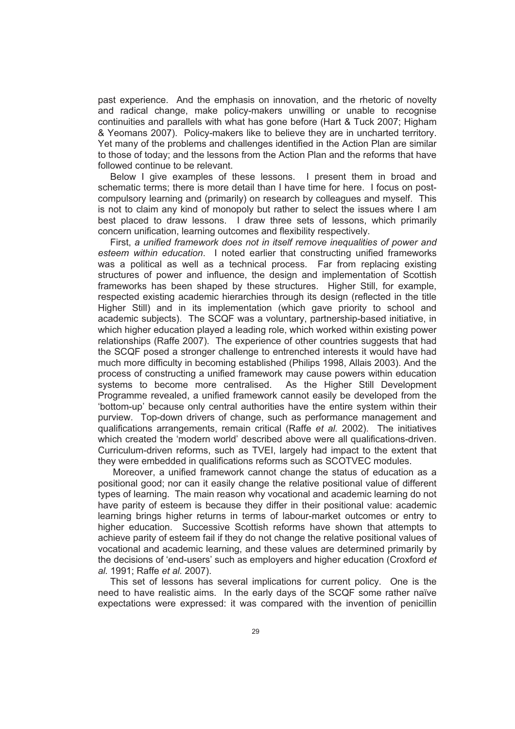past experience. And the emphasis on innovation, and the rhetoric of novelty and radical change, make policy-makers unwilling or unable to recognise continuities and parallels with what has gone before (Hart & Tuck 2007; Higham & Yeomans 2007). Policy-makers like to believe they are in uncharted territory. Yet many of the problems and challenges identified in the Action Plan are similar to those of today; and the lessons from the Action Plan and the reforms that have followed continue to be relevant.

Below I give examples of these lessons. I present them in broad and schematic terms; there is more detail than I have time for here. I focus on post-compulsory learning and (primarily) on research by colleagues and myself. This is not to claim any kind of monopoly but rather to select the issues where I am best placed to draw lessons. I draw three sets of lessons, which primarily concern unification, learning outcomes and flexibility respectively.

First, *a unified framework does not in itself remove inequalities of power and esteem within education*. I noted earlier that constructing unified frameworks was a political as well as a technical process. Far from replacing existing structures of power and influence, the design and implementation of Scottish frameworks has been shaped by these structures. Higher Still, for example, respected existing academic hierarchies through its design (reflected in the title Higher Still) and in its implementation (which gave priority to school and academic subjects). The SCQF was a voluntary, partnership-based initiative, in which higher education played a leading role, which worked within existing power relationships (Raffe 2007). The experience of other countries suggests that had the SCQF posed a stronger challenge to entrenched interests it would have had much more difficulty in becoming established (Philips 1998, Allais 2003). And the process of constructing a unified framework may cause powers within education systems to become more centralised. As the Higher Still Development Programme revealed, a unified framework cannot easily be developed from the 'bottom-up' because only central authorities have the entire system within their purview. Top-down drivers of change, such as performance management and qualifications arrangements, remain critical (Raffe *et al.* 2002). The initiatives which created the 'modern world' described above were all qualifications-driven. Curriculum-driven reforms, such as TVEI, largely had impact to the extent that they were embedded in qualifications reforms such as SCOTVEC modules.

Moreover, a unified framework cannot change the status of education as a positional good; nor can it easily change the relative positional value of different types of learning. The main reason why vocational and academic learning do not have parity of esteem is because they differ in their positional value: academic learning brings higher returns in terms of labour-market outcomes or entry to higher education. Successive Scottish reforms have shown that attempts to achieve parity of esteem fail if they do not change the relative positional values of vocational and academic learning, and these values are determined primarily by the decisions of 'end-users' such as employers and higher education (Croxford *et al.* 1991; Raffe *et al.* 2007).

This set of lessons has several implications for current policy. One is the need to have realistic aims. In the early days of the SCQF some rather naïve expectations were expressed: it was compared with the invention of penicillin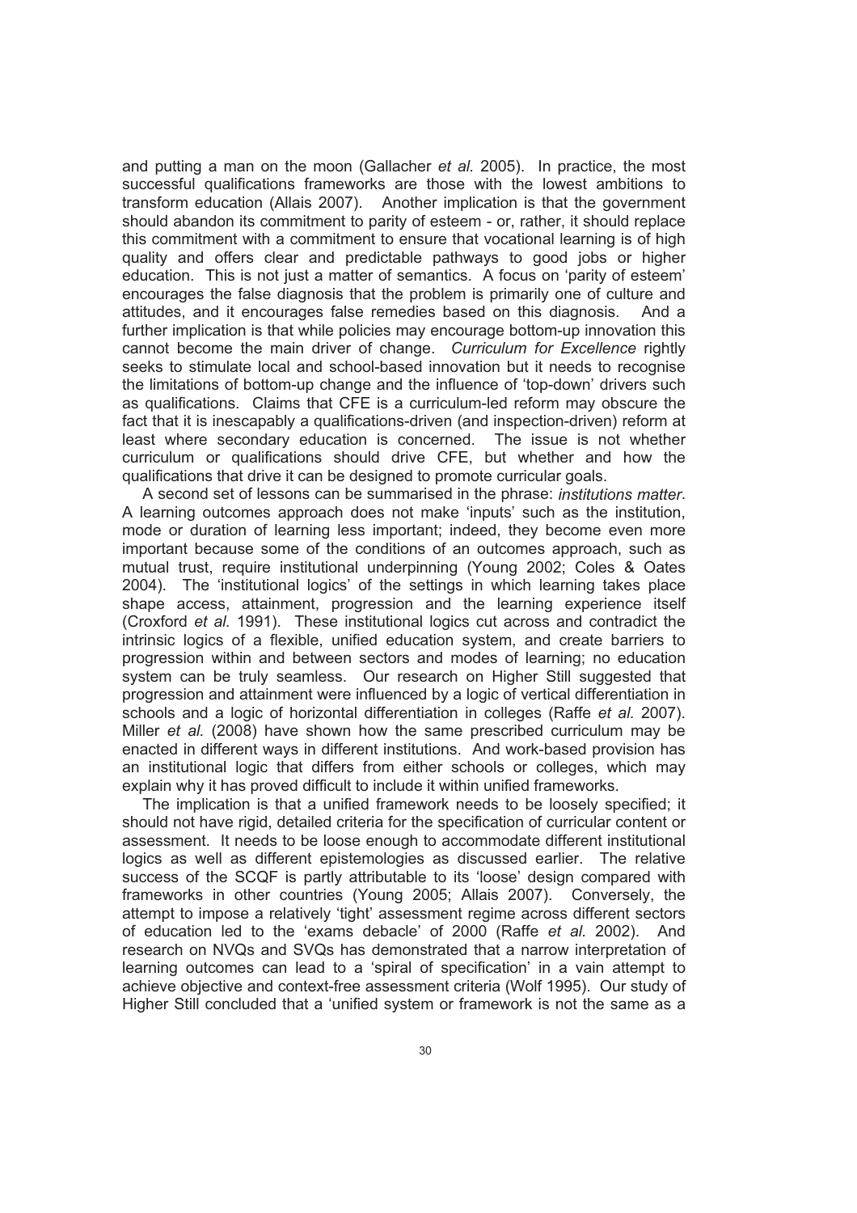and putting a man on the moon (Gallacher *et al.* 2005). In practice, the most successful qualifications frameworks are those with the lowest ambitions to transform education (Allais 2007). Another implication is that the government should abandon its commitment to parity of esteem - or, rather, it should replace this commitment with a commitment to ensure that vocational learning is of high quality and offers clear and predictable pathways to good jobs or higher education. This is not just a matter of semantics. A focus on 'parity of esteem' encourages the false diagnosis that the problem is primarily one of culture and attitudes, and it encourages false remedies based on this diagnosis. And a further implication is that while policies may encourage bottom-up innovation this cannot become the main driver of change. *Curriculum for Excellence* rightly seeks to stimulate local and school-based innovation but it needs to recognise the limitations of bottom-up change and the influence of 'top-down' drivers such as qualifications. Claims that CFE is a curriculum-led reform may obscure the fact that it is inescapably a qualifications-driven (and inspection-driven) reform at least where secondary education is concerned. The issue is not whether curriculum or qualifications should drive CFE, but whether and how the qualifications that drive it can be designed to promote curricular goals.

A second set of lessons can be summarised in the phrase: *institutions matter*. A learning outcomes approach does not make 'inputs' such as the institution, mode or duration of learning less important; indeed, they become even more important because some of the conditions of an outcomes approach, such as mutual trust, require institutional underpinning (Young 2002; Coles & Oates 2004). The 'institutional logics' of the settings in which learning takes place shape access, attainment, progression and the learning experience itself (Croxford *et al.* 1991). These institutional logics cut across and contradict the intrinsic logics of a flexible, unified education system, and create barriers to progression within and between sectors and modes of learning; no education system can be truly seamless. Our research on Higher Still suggested that progression and attainment were influenced by a logic of vertical differentiation in schools and a logic of horizontal differentiation in colleges (Raffe *et al.* 2007). Miller *et al.* (2008) have shown how the same prescribed curriculum may be enacted in different ways in different institutions. And work-based provision has an institutional logic that differs from either schools or colleges, which may explain why it has proved difficult to include it within unified frameworks.

The implication is that a unified framework needs to be loosely specified; it should not have rigid, detailed criteria for the specification of curricular content or assessment. It needs to be loose enough to accommodate different institutional logics as well as different epistemologies as discussed earlier. The relative success of the SCQF is partly attributable to its 'loose' design compared with frameworks in other countries (Young 2005; Allais 2007). Conversely, the attempt to impose a relatively 'tight' assessment regime across different sectors of education led to the 'exams debacle' of 2000 (Raffe *et al.* 2002). And research on NVQs and SVQs has demonstrated that a narrow interpretation of learning outcomes can lead to a 'spiral of specification' in a vain attempt to achieve objective and context-free assessment criteria (Wolf 1995). Our study of Higher Still concluded that a 'unified system or framework is not the same as a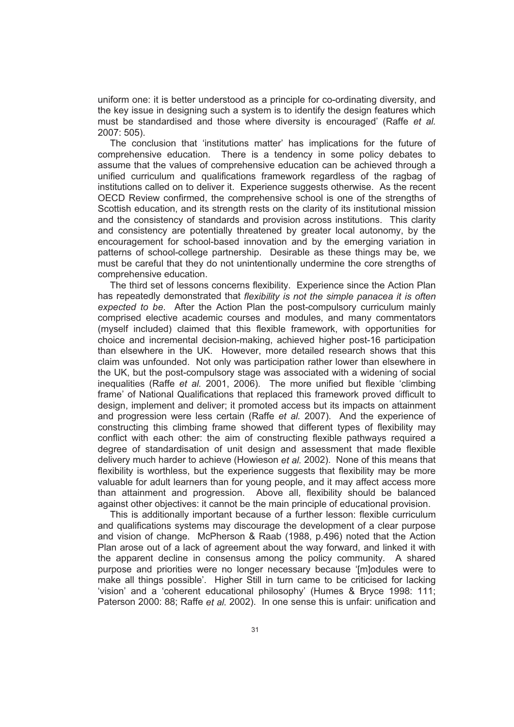uniform one: it is better understood as a principle for co-ordinating diversity, and the key issue in designing such a system is to identify the design features which must be standardised and those where diversity is encouraged' (Raffe *et al.* 2007: 505).

The conclusion that 'institutions matter' has implications for the future of comprehensive education. There is a tendency in some policy debates to assume that the values of comprehensive education can be achieved through a unified curriculum and qualifications framework regardless of the ragbag of institutions called on to deliver it. Experience suggests otherwise. As the recent OECD Review confirmed, the comprehensive school is one of the strengths of Scottish education, and its strength rests on the clarity of its institutional mission and the consistency of standards and provision across institutions. This clarity and consistency are potentially threatened by greater local autonomy, by the encouragement for school-based innovation and by the emerging variation in patterns of school-college partnership. Desirable as these things may be, we must be careful that they do not unintentionally undermine the core strengths of comprehensive education.

The third set of lessons concerns flexibility. Experience since the Action Plan has repeatedly demonstrated that *flexibility is not the simple panacea it is often expected to be*. After the Action Plan the post-compulsory curriculum mainly comprised elective academic courses and modules, and many commentators (myself included) claimed that this flexible framework, with opportunities for choice and incremental decision-making, achieved higher post-16 participation than elsewhere in the UK. However, more detailed research shows that this claim was unfounded. Not only was participation rather lower than elsewhere in the UK, but the post-compulsory stage was associated with a widening of social inequalities (Raffe *et al.* 2001, 2006). The more unified but flexible 'climbing frame' of National Qualifications that replaced this framework proved difficult to design, implement and deliver; it promoted access but its impacts on attainment and progression were less certain (Raffe *et al.* 2007). And the experience of constructing this climbing frame showed that different types of flexibility may conflict with each other: the aim of constructing flexible pathways required a degree of standardisation of unit design and assessment that made flexible delivery much harder to achieve (Howieson *et al.* 2002). None of this means that flexibility is worthless, but the experience suggests that flexibility may be more valuable for adult learners than for young people, and it may affect access more than attainment and progression. Above all, flexibility should be balanced against other objectives: it cannot be the main principle of educational provision.

This is additionally important because of a further lesson: flexible curriculum and qualifications systems may discourage the development of a clear purpose and vision of change. McPherson & Raab (1988, p.496) noted that the Action Plan arose out of a lack of agreement about the way forward, and linked it with the apparent decline in consensus among the policy community. A shared purpose and priorities were no longer necessary because '[m]odules were to make all things possible'. Higher Still in turn came to be criticised for lacking 'vision' and a 'coherent educational philosophy' (Humes & Bryce 1998: 111; Paterson 2000: 88; Raffe *et al.* 2002). In one sense this is unfair: unification and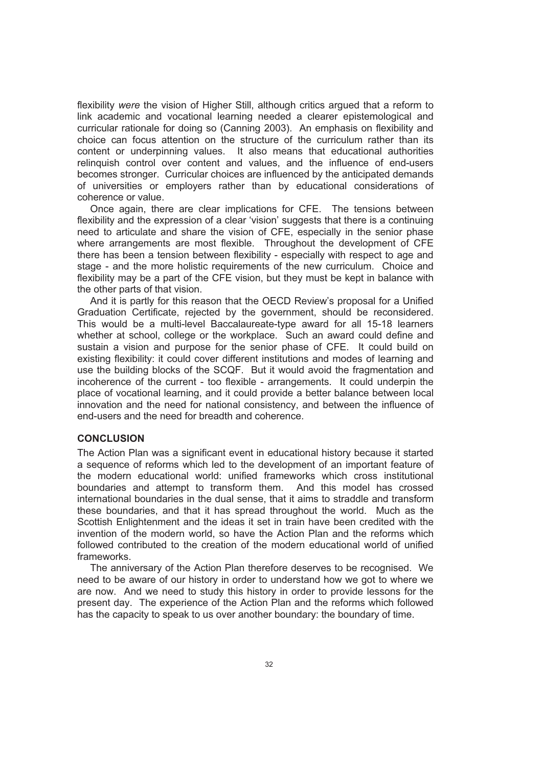flexibility *were* the vision of Higher Still, although critics argued that a reform to link academic and vocational learning needed a clearer epistemological and curricular rationale for doing so (Canning 2003). An emphasis on flexibility and choice can focus attention on the structure of the curriculum rather than its content or underpinning values. It also means that educational authorities relinquish control over content and values, and the influence of end-users becomes stronger. Curricular choices are influenced by the anticipated demands of universities or employers rather than by educational considerations of coherence or value.

Once again, there are clear implications for CFE. The tensions between flexibility and the expression of a clear 'vision' suggests that there is a continuing need to articulate and share the vision of CFE, especially in the senior phase where arrangements are most flexible. Throughout the development of CFE there has been a tension between flexibility - especially with respect to age and stage - and the more holistic requirements of the new curriculum. Choice and flexibility may be a part of the CFE vision, but they must be kept in balance with the other parts of that vision.

And it is partly for this reason that the OECD Review's proposal for a Unified Graduation Certificate, rejected by the government, should be reconsidered. This would be a multi-level Baccalaureate-type award for all 15-18 learners whether at school, college or the workplace. Such an award could define and sustain a vision and purpose for the senior phase of CFE. It could build on existing flexibility: it could cover different institutions and modes of learning and use the building blocks of the SCQF. But it would avoid the fragmentation and incoherence of the current - too flexible - arrangements. It could underpin the place of vocational learning, and it could provide a better balance between local innovation and the need for national consistency, and between the influence of end-users and the need for breadth and coherence.

## CONCLUSION

The Action Plan was a significant event in educational history because it started a sequence of reforms which led to the development of an important feature of the modern educational world: unified frameworks which cross institutional boundaries and attempt to transform them. And this model has crossed international boundaries in the dual sense, that it aims to straddle and transform these boundaries, and that it has spread throughout the world. Much as the Scottish Enlightenment and the ideas it set in train have been credited with the invention of the modern world, so have the Action Plan and the reforms which followed contributed to the creation of the modern educational world of unified frameworks.

The anniversary of the Action Plan therefore deserves to be recognised. We need to be aware of our history in order to understand how we got to where we are now. And we need to study this history in order to provide lessons for the present day. The experience of the Action Plan and the reforms which followed has the capacity to speak to us over another boundary: the boundary of time.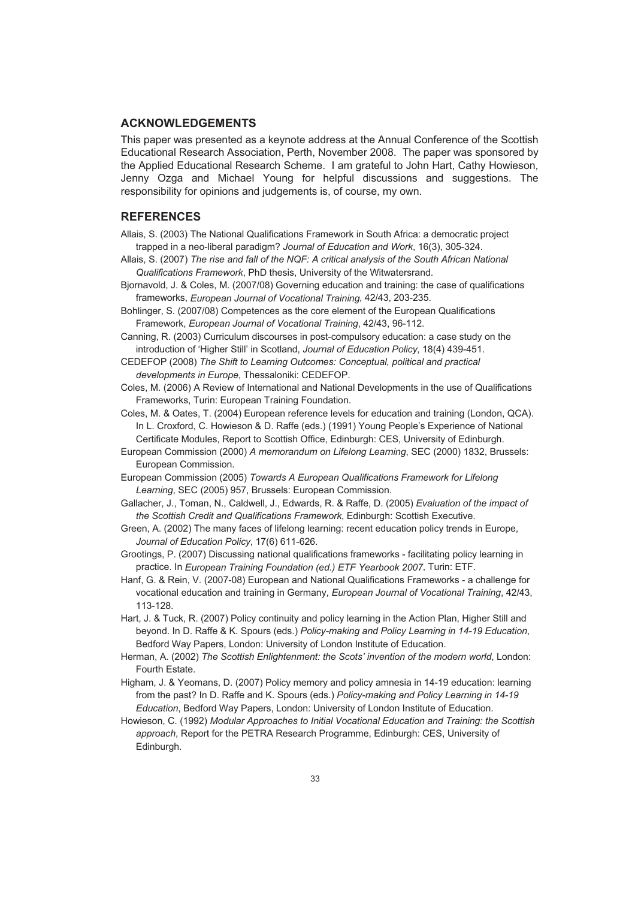## ACKNOWLEDGEMENTS

This paper was presented as a keynote address at the Annual Conference of the Scottish Educational Research Association, Perth, November 2008. The paper was sponsored by the Applied Educational Research Scheme. I am grateful to John Hart, Cathy Howieson, Jenny Ozga and Michael Young for helpful discussions and suggestions. The responsibility for opinions and judgements is, of course, my own.

## REFERENCES

Allais, S. (2003) The National Qualifications Framework in South Africa: a democratic project trapped in a neo-liberal paradigm? *Journal of Education and Work*, 16(3), 305-324.

Allais, S. (2007) *The rise and fall of the NQF: A critical analysis of the South African National Qualifications Framework*, PhD thesis, University of the Witwatersrand.

Bjornavold, J. & Coles, M. (2007/08) Governing education and training: the case of qualifications frameworks, *European Journal of Vocational Training*, 42/43, 203-235.

Bohlinger, S. (2007/08) Competences as the core element of the European Qualifications Framework, *European Journal of Vocational Training*, 42/43, 96-112.

Canning, R. (2003) Curriculum discourses in post-compulsory education: a case study on the introduction of 'Higher Still' in Scotland, *Journal of Education Policy*, 18(4) 439-451.

CEDEFOP (2008) *The Shift to Learning Outcomes: Conceptual, political and practical developments in Europe*, Thessaloniki: CEDEFOP.

Coles, M. (2006) A Review of International and National Developments in the use of Qualifications Frameworks, Turin: European Training Foundation.

Coles, M. & Oates, T. (2004) European reference levels for education and training (London, QCA). In L. Croxford, C. Howieson & D. Raffe (eds.) (1991) Young People's Experience of National Certificate Modules, Report to Scottish Office, Edinburgh: CES, University of Edinburgh.

European Commission (2000) *A memorandum on Lifelong Learning*, SEC (2000) 1832, Brussels: European Commission.

European Commission (2005) *Towards A European Qualifications Framework for Lifelong Learning*, SEC (2005) 957, Brussels: European Commission.

Gallacher, J., Toman, N., Caldwell, J., Edwards, R. & Raffe, D. (2005) *Evaluation of the impact of the Scottish Credit and Qualifications Framework*, Edinburgh: Scottish Executive.

Green, A. (2002) The many faces of lifelong learning: recent education policy trends in Europe, *Journal of Education Policy*, 17(6) 611-626.

Grootings, P. (2007) Discussing national qualifications frameworks - facilitating policy learning in practice. In *European Training Foundation (ed.) ETF Yearbook 2007*, Turin: ETF.

Hanf, G. & Rein, V. (2007-08) European and National Qualifications Frameworks - a challenge for vocational education and training in Germany, *European Journal of Vocational Training*, 42/43, 113-128.

Hart, J. & Tuck, R. (2007) Policy continuity and policy learning in the Action Plan, Higher Still and beyond. In D. Raffe & K. Spours (eds.) *Policy-making and Policy Learning in 14-19 Education*, Bedford Way Papers, London: University of London Institute of Education.

Herman, A. (2002) *The Scottish Enlightenment: the Scots' invention of the modern world*, London: Fourth Estate.

Higham, J. & Yeomans, D. (2007) Policy memory and policy amnesia in 14-19 education: learning from the past? In D. Raffe and K. Spours (eds.) *Policy-making and Policy Learning in 14-19 Education*, Bedford Way Papers, London: University of London Institute of Education.

Howieson, C. (1992) *Modular Approaches to Initial Vocational Education and Training: the Scottish approach*, Report for the PETRA Research Programme, Edinburgh: CES, University of Edinburgh.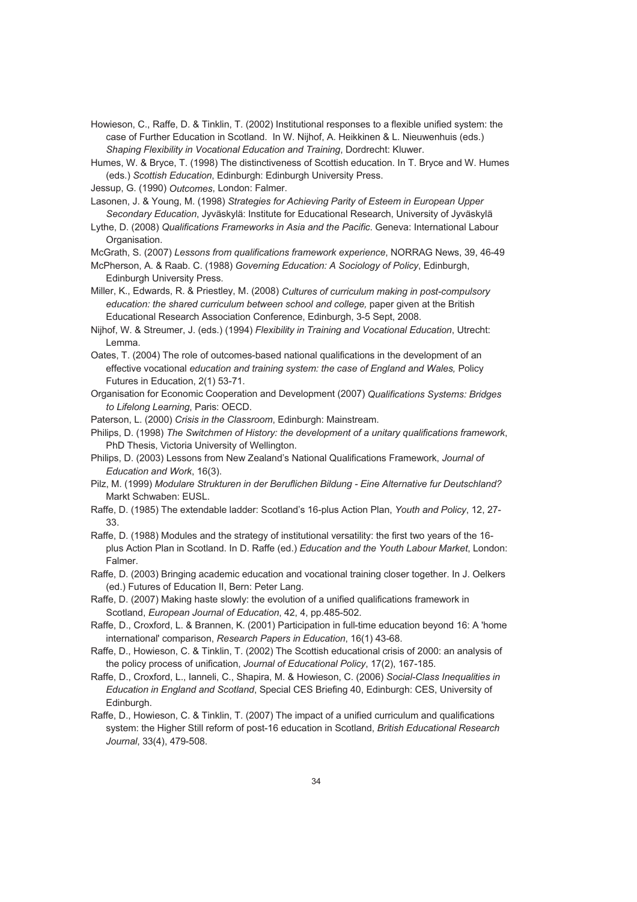Howieson, C., Raffe, D. & Tinklin, T. (2002) Institutional responses to a flexible unified system: the case of Further Education in Scotland. In W. Nijhof, A. Heikkinen & L. Nieuwenhuis (eds.) *Shaping Flexibility in Vocational Education and Training*, Dordrecht: Kluwer.

Humes, W. & Bryce, T. (1998) The distinctiveness of Scottish education. In T. Bryce and W. Humes (eds.) *Scottish Education*, Edinburgh: Edinburgh University Press.

Jessup, G. (1990) *Outcomes*, London: Falmer.

Lasonen, J. & Young, M. (1998) *Strategies for Achieving Parity of Esteem in European Upper Secondary Education*, Jyväskylä: Institute for Educational Research, University of Jyväskylä

Lythe, D. (2008) *Qualifications Frameworks in Asia and the Pacific*. Geneva: International Labour Organisation.

McGrath, S. (2007) *Lessons from qualifications framework experience*, NORRAG News, 39, 46-49

McPherson, A. & Raab. C. (1988) *Governing Education: A Sociology of Policy*, Edinburgh, Edinburgh University Press.

Miller, K., Edwards, R. & Priestley, M. (2008) *Cultures of curriculum making in post-compulsory education: the shared curriculum between school and college,* paper given at the British Educational Research Association Conference, Edinburgh, 3-5 Sept, 2008.

Nijhof, W. & Streumer, J. (eds.) (1994) *Flexibility in Training and Vocational Education*, Utrecht: Lemma.

Oates, T. (2004) The role of outcomes-based national qualifications in the development of an effective vocational *education and training system: the case of England and Wales,* Policy Futures in Education, 2(1) 53-71.

Organisation for Economic Cooperation and Development (2007) *Qualifications Systems: Bridges to Lifelong Learning*, Paris: OECD.

Paterson, L. (2000) *Crisis in the Classroom*, Edinburgh: Mainstream.

Philips, D. (1998) *The Switchmen of History: the development of a unitary qualifications framework*, PhD Thesis, Victoria University of Wellington.

Philips, D. (2003) Lessons from New Zealand's National Qualifications Framework, *Journal of Education and Work*, 16(3).

Pilz, M. (1999) *Modulare Strukturen in der Beruflichen Bildung - Eine Alternative fur Deutschland?* Markt Schwaben: EUSL.

Raffe, D. (1985) The extendable ladder: Scotland's 16-plus Action Plan, *Youth and Policy*, 12, 27-33.

Raffe, D. (1988) Modules and the strategy of institutional versatility: the first two years of the 16-plus Action Plan in Scotland. In D. Raffe (ed.) *Education and the Youth Labour Market*, London: Falmer.

Raffe, D. (2003) Bringing academic education and vocational training closer together. In J. Oelkers (ed.) Futures of Education II, Bern: Peter Lang.

Raffe, D. (2007) Making haste slowly: the evolution of a unified qualifications framework in Scotland, *European Journal of Education*, 42, 4, pp.485-502.

Raffe, D., Croxford, L. & Brannen, K. (2001) Participation in full-time education beyond 16: A 'home international' comparison, *Research Papers in Education*, 16(1) 43-68.

Raffe, D., Howieson, C. & Tinklin, T. (2002) The Scottish educational crisis of 2000: an analysis of the policy process of unification, *Journal of Educational Policy*, 17(2), 167-185.

Raffe, D., Croxford, L., Ianneli, C., Shapira, M. & Howieson, C. (2006) *Social-Class Inequalities in Education in England and Scotland*, Special CES Briefing 40, Edinburgh: CES, University of Edinburgh.

Raffe, D., Howieson, C. & Tinklin, T. (2007) The impact of a unified curriculum and qualifications system: the Higher Still reform of post-16 education in Scotland, *British Educational Research Journal*, 33(4), 479-508.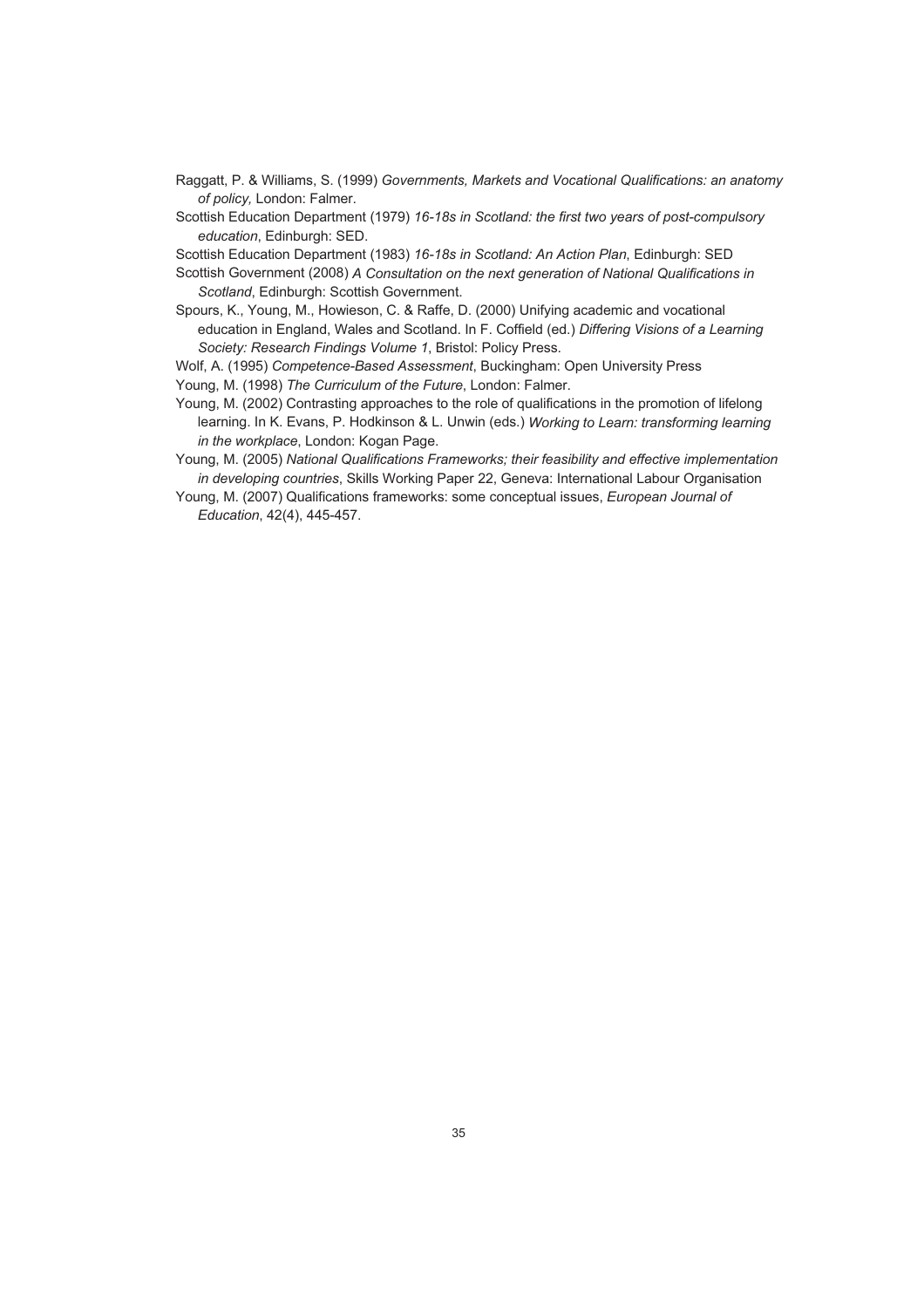Raggatt, P. & Williams, S. (1999) *Governments, Markets and Vocational Qualifications: an anatomy of policy,* London: Falmer.

Scottish Education Department (1979) *16-18s in Scotland: the first two years of post-compulsory education*, Edinburgh: SED.

Scottish Education Department (1983) *16-18s in Scotland: An Action Plan*, Edinburgh: SED

Scottish Government (2008) *A Consultation on the next generation of National Qualifications in Scotland*, Edinburgh: Scottish Government.

Spours, K., Young, M., Howieson, C. & Raffe, D. (2000) Unifying academic and vocational education in England, Wales and Scotland. In F. Coffield (ed.) *Differing Visions of a Learning Society: Research Findings Volume 1*, Bristol: Policy Press.

Wolf, A. (1995) *Competence-Based Assessment*, Buckingham: Open University Press

Young, M. (1998) *The Curriculum of the Future*, London: Falmer.

Young, M. (2002) Contrasting approaches to the role of qualifications in the promotion of lifelong learning. In K. Evans, P. Hodkinson & L. Unwin (eds.) *Working to Learn: transforming learning in the workplace*, London: Kogan Page.

Young, M. (2005) *National Qualifications Frameworks; their feasibility and effective implementation in developing countries*, Skills Working Paper 22, Geneva: International Labour Organisation

Young, M. (2007) Qualifications frameworks: some conceptual issues, *European Journal of Education*, 42(4), 445-457.